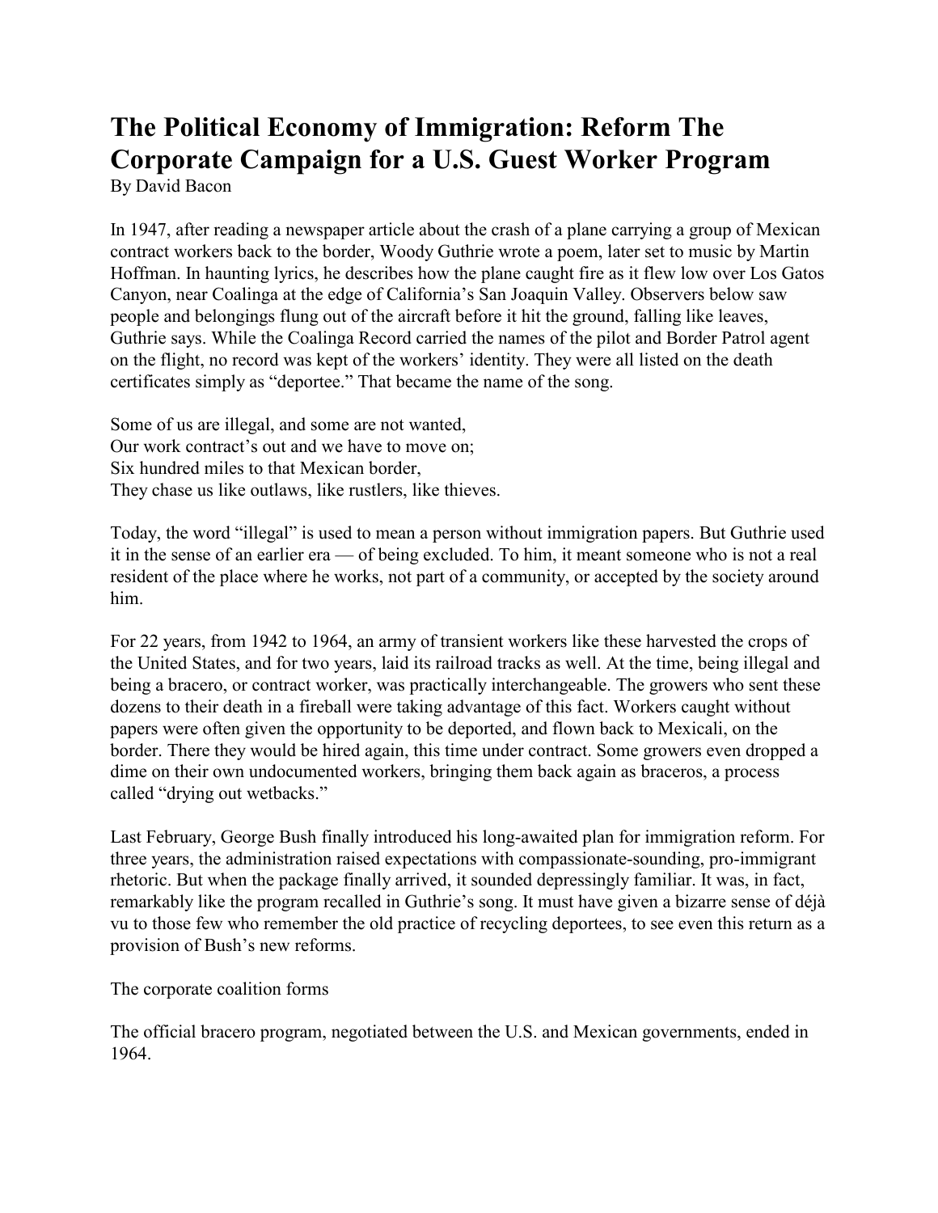# The Political Economy of Immigration: Reform The Corporate Campaign for a U.S. Guest Worker Program

By David Bacon

In 1947, after reading a newspaper article about the crash of a plane carrying a group of Mexican contract workers back to the border, Woody Guthrie wrote a poem, later set to music by Martin Hoffman. In haunting lyrics, he describes how the plane caught fire as it flew low over Los Gatos Canyon, near Coalinga at the edge of California's San Joaquin Valley. Observers below saw people and belongings flung out of the aircraft before it hit the ground, falling like leaves, Guthrie says. While the Coalinga Record carried the names of the pilot and Border Patrol agent on the flight, no record was kept of the workers' identity. They were all listed on the death certificates simply as "deportee." That became the name of the song.

Some of us are illegal, and some are not wanted,  
Our work contract's out and we have to move on;  
Six hundred miles to that Mexican border,  
They chase us like outlaws, like rustlers, like thieves.

Today, the word "illegal" is used to mean a person without immigration papers. But Guthrie used it in the sense of an earlier era — of being excluded. To him, it meant someone who is not a real resident of the place where he works, not part of a community, or accepted by the society around him.

For 22 years, from 1942 to 1964, an army of transient workers like these harvested the crops of the United States, and for two years, laid its railroad tracks as well. At the time, being illegal and being a bracero, or contract worker, was practically interchangeable. The growers who sent these dozens to their death in a fireball were taking advantage of this fact. Workers caught without papers were often given the opportunity to be deported, and flown back to Mexicali, on the border. There they would be hired again, this time under contract. Some growers even dropped a dime on their own undocumented workers, bringing them back again as braceros, a process called "drying out wetbacks."

Last February, George Bush finally introduced his long-awaited plan for immigration reform. For three years, the administration raised expectations with compassionate-sounding, pro-immigrant rhetoric. But when the package finally arrived, it sounded depressingly familiar. It was, in fact, remarkably like the program recalled in Guthrie's song. It must have given a bizarre sense of déjà vu to those few who remember the old practice of recycling deportees, to see even this return as a provision of Bush's new reforms.

## The corporate coalition forms

The official bracero program, negotiated between the U.S. and Mexican governments, ended in 1964.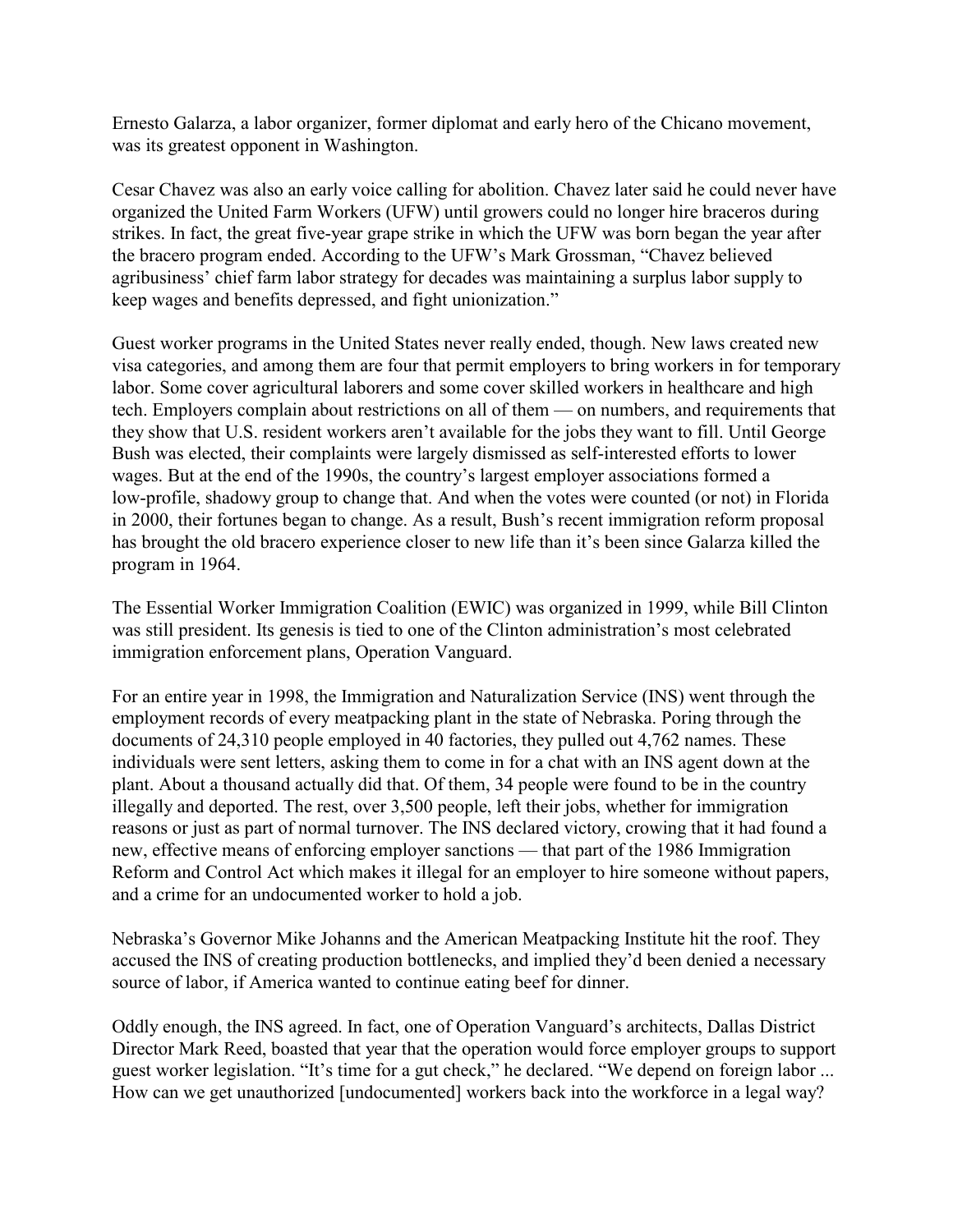Ernesto Galarza, a labor organizer, former diplomat and early hero of the Chicano movement, was its greatest opponent in Washington.

Cesar Chavez was also an early voice calling for abolition. Chavez later said he could never have organized the United Farm Workers (UFW) until growers could no longer hire braceros during strikes. In fact, the great five-year grape strike in which the UFW was born began the year after the bracero program ended. According to the UFW's Mark Grossman, "Chavez believed agribusiness' chief farm labor strategy for decades was maintaining a surplus labor supply to keep wages and benefits depressed, and fight unionization."

Guest worker programs in the United States never really ended, though. New laws created new visa categories, and among them are four that permit employers to bring workers in for temporary labor. Some cover agricultural laborers and some cover skilled workers in healthcare and high tech. Employers complain about restrictions on all of them — on numbers, and requirements that they show that U.S. resident workers aren't available for the jobs they want to fill. Until George Bush was elected, their complaints were largely dismissed as self-interested efforts to lower wages. But at the end of the 1990s, the country's largest employer associations formed a low-profile, shadowy group to change that. And when the votes were counted (or not) in Florida in 2000, their fortunes began to change. As a result, Bush's recent immigration reform proposal has brought the old bracero experience closer to new life than it's been since Galarza killed the program in 1964.

The Essential Worker Immigration Coalition (EWIC) was organized in 1999, while Bill Clinton was still president. Its genesis is tied to one of the Clinton administration's most celebrated immigration enforcement plans, Operation Vanguard.

For an entire year in 1998, the Immigration and Naturalization Service (INS) went through the employment records of every meatpacking plant in the state of Nebraska. Poring through the documents of 24,310 people employed in 40 factories, they pulled out 4,762 names. These individuals were sent letters, asking them to come in for a chat with an INS agent down at the plant. About a thousand actually did that. Of them, 34 people were found to be in the country illegally and deported. The rest, over 3,500 people, left their jobs, whether for immigration reasons or just as part of normal turnover. The INS declared victory, crowing that it had found a new, effective means of enforcing employer sanctions — that part of the 1986 Immigration Reform and Control Act which makes it illegal for an employer to hire someone without papers, and a crime for an undocumented worker to hold a job.

Nebraska's Governor Mike Johanns and the American Meatpacking Institute hit the roof. They accused the INS of creating production bottlenecks, and implied they'd been denied a necessary source of labor, if America wanted to continue eating beef for dinner.

Oddly enough, the INS agreed. In fact, one of Operation Vanguard's architects, Dallas District Director Mark Reed, boasted that year that the operation would force employer groups to support guest worker legislation. "It's time for a gut check," he declared. "We depend on foreign labor ... How can we get unauthorized [undocumented] workers back into the workforce in a legal way?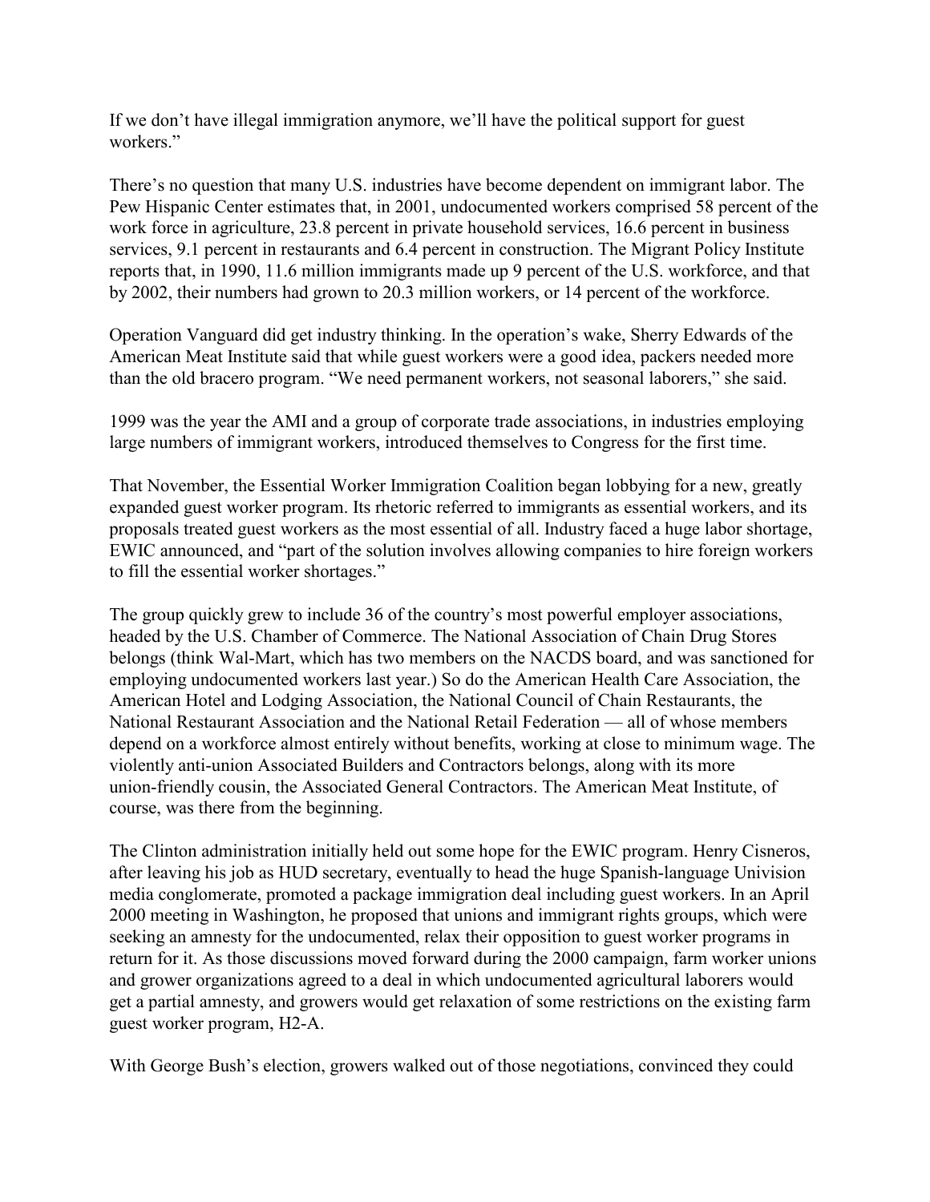If we don't have illegal immigration anymore, we'll have the political support for guest workers."

There's no question that many U.S. industries have become dependent on immigrant labor. The Pew Hispanic Center estimates that, in 2001, undocumented workers comprised 58 percent of the work force in agriculture, 23.8 percent in private household services, 16.6 percent in business services, 9.1 percent in restaurants and 6.4 percent in construction. The Migrant Policy Institute reports that, in 1990, 11.6 million immigrants made up 9 percent of the U.S. workforce, and that by 2002, their numbers had grown to 20.3 million workers, or 14 percent of the workforce.

Operation Vanguard did get industry thinking. In the operation's wake, Sherry Edwards of the American Meat Institute said that while guest workers were a good idea, packers needed more than the old bracero program. "We need permanent workers, not seasonal laborers," she said.

1999 was the year the AMI and a group of corporate trade associations, in industries employing large numbers of immigrant workers, introduced themselves to Congress for the first time.

That November, the Essential Worker Immigration Coalition began lobbying for a new, greatly expanded guest worker program. Its rhetoric referred to immigrants as essential workers, and its proposals treated guest workers as the most essential of all. Industry faced a huge labor shortage, EWIC announced, and "part of the solution involves allowing companies to hire foreign workers to fill the essential worker shortages."

The group quickly grew to include 36 of the country's most powerful employer associations, headed by the U.S. Chamber of Commerce. The National Association of Chain Drug Stores belongs (think Wal-Mart, which has two members on the NACDS board, and was sanctioned for employing undocumented workers last year.) So do the American Health Care Association, the American Hotel and Lodging Association, the National Council of Chain Restaurants, the National Restaurant Association and the National Retail Federation — all of whose members depend on a workforce almost entirely without benefits, working at close to minimum wage. The violently anti-union Associated Builders and Contractors belongs, along with its more union-friendly cousin, the Associated General Contractors. The American Meat Institute, of course, was there from the beginning.

The Clinton administration initially held out some hope for the EWIC program. Henry Cisneros, after leaving his job as HUD secretary, eventually to head the huge Spanish-language Univision media conglomerate, promoted a package immigration deal including guest workers. In an April 2000 meeting in Washington, he proposed that unions and immigrant rights groups, which were seeking an amnesty for the undocumented, relax their opposition to guest worker programs in return for it. As those discussions moved forward during the 2000 campaign, farm worker unions and grower organizations agreed to a deal in which undocumented agricultural laborers would get a partial amnesty, and growers would get relaxation of some restrictions on the existing farm guest worker program, H2-A.

With George Bush's election, growers walked out of those negotiations, convinced they could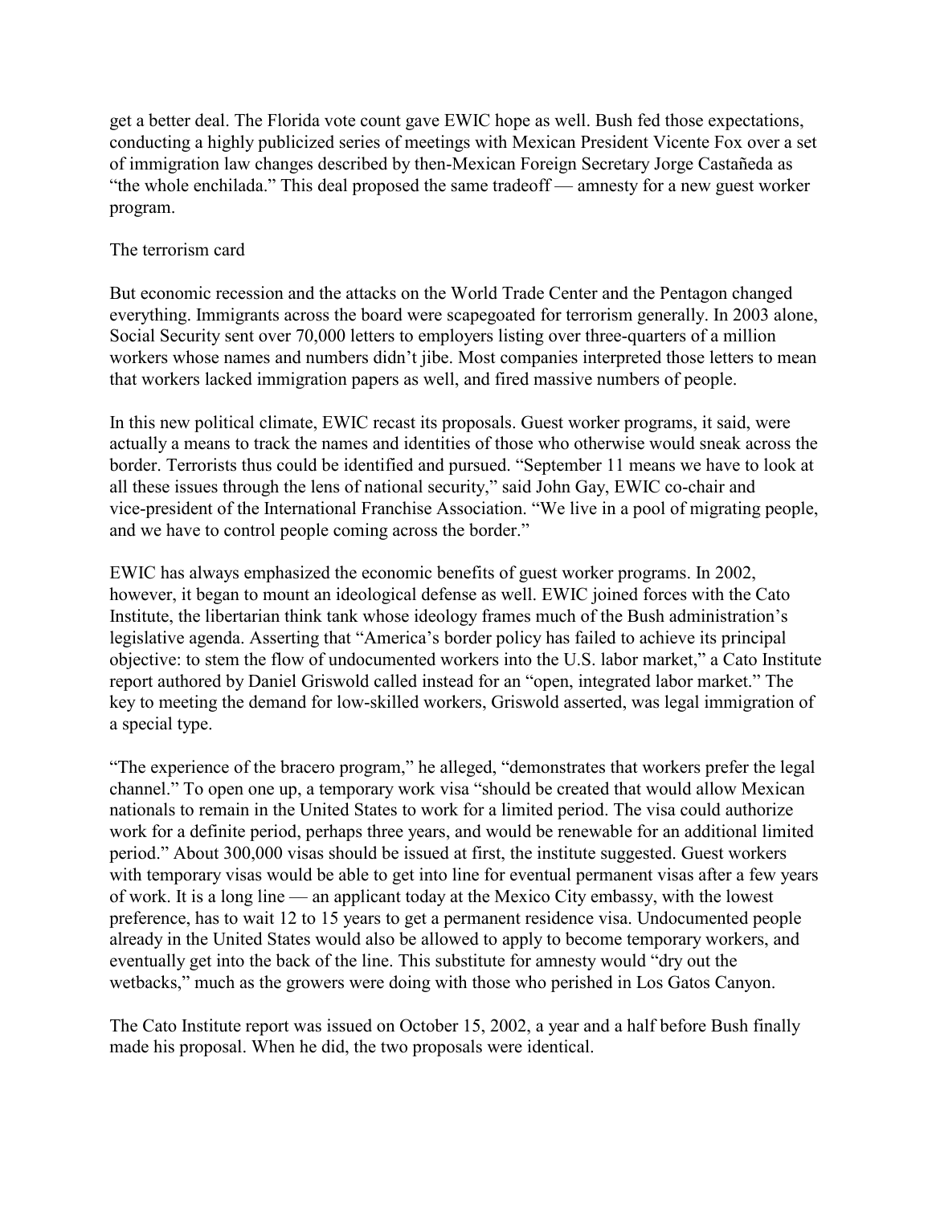get a better deal. The Florida vote count gave EWIC hope as well. Bush fed those expectations, conducting a highly publicized series of meetings with Mexican President Vicente Fox over a set of immigration law changes described by then-Mexican Foreign Secretary Jorge Castañeda as "the whole enchilada." This deal proposed the same tradeoff — amnesty for a new guest worker program.

## The terrorism card

But economic recession and the attacks on the World Trade Center and the Pentagon changed everything. Immigrants across the board were scapegoated for terrorism generally. In 2003 alone, Social Security sent over 70,000 letters to employers listing over three-quarters of a million workers whose names and numbers didn't jibe. Most companies interpreted those letters to mean that workers lacked immigration papers as well, and fired massive numbers of people.

In this new political climate, EWIC recast its proposals. Guest worker programs, it said, were actually a means to track the names and identities of those who otherwise would sneak across the border. Terrorists thus could be identified and pursued. "September 11 means we have to look at all these issues through the lens of national security," said John Gay, EWIC co-chair and vice-president of the International Franchise Association. "We live in a pool of migrating people, and we have to control people coming across the border."

EWIC has always emphasized the economic benefits of guest worker programs. In 2002, however, it began to mount an ideological defense as well. EWIC joined forces with the Cato Institute, the libertarian think tank whose ideology frames much of the Bush administration's legislative agenda. Asserting that "America's border policy has failed to achieve its principal objective: to stem the flow of undocumented workers into the U.S. labor market," a Cato Institute report authored by Daniel Griswold called instead for an "open, integrated labor market." The key to meeting the demand for low-skilled workers, Griswold asserted, was legal immigration of a special type.

"The experience of the bracero program," he alleged, "demonstrates that workers prefer the legal channel." To open one up, a temporary work visa "should be created that would allow Mexican nationals to remain in the United States to work for a limited period. The visa could authorize work for a definite period, perhaps three years, and would be renewable for an additional limited period." About 300,000 visas should be issued at first, the institute suggested. Guest workers with temporary visas would be able to get into line for eventual permanent visas after a few years of work. It is a long line — an applicant today at the Mexico City embassy, with the lowest preference, has to wait 12 to 15 years to get a permanent residence visa. Undocumented people already in the United States would also be allowed to apply to become temporary workers, and eventually get into the back of the line. This substitute for amnesty would "dry out the wetbacks," much as the growers were doing with those who perished in Los Gatos Canyon.

The Cato Institute report was issued on October 15, 2002, a year and a half before Bush finally made his proposal. When he did, the two proposals were identical.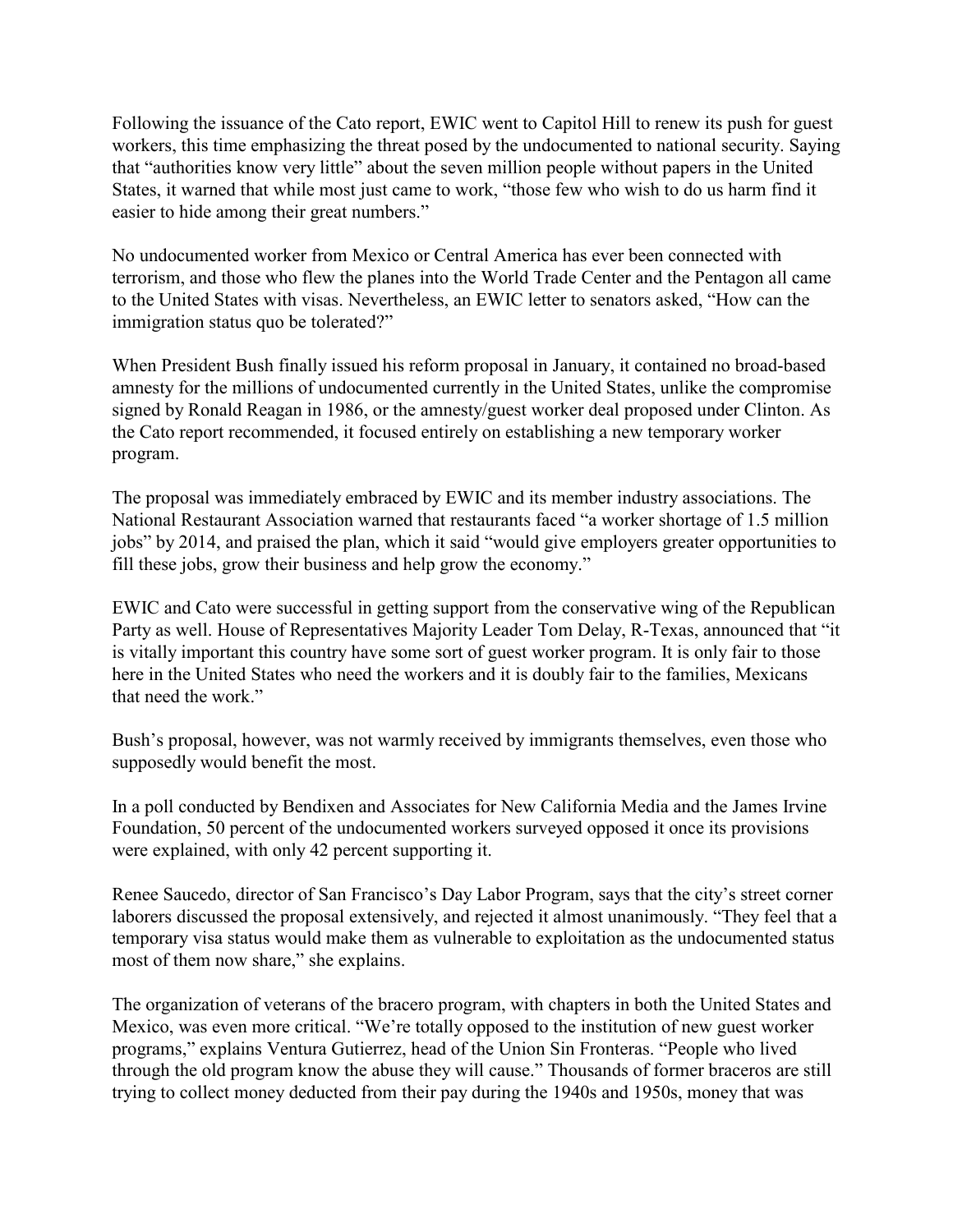Following the issuance of the Cato report, EWIC went to Capitol Hill to renew its push for guest workers, this time emphasizing the threat posed by the undocumented to national security. Saying that "authorities know very little" about the seven million people without papers in the United States, it warned that while most just came to work, "those few who wish to do us harm find it easier to hide among their great numbers."

No undocumented worker from Mexico or Central America has ever been connected with terrorism, and those who flew the planes into the World Trade Center and the Pentagon all came to the United States with visas. Nevertheless, an EWIC letter to senators asked, "How can the immigration status quo be tolerated?"

When President Bush finally issued his reform proposal in January, it contained no broad-based amnesty for the millions of undocumented currently in the United States, unlike the compromise signed by Ronald Reagan in 1986, or the amnesty/guest worker deal proposed under Clinton. As the Cato report recommended, it focused entirely on establishing a new temporary worker program.

The proposal was immediately embraced by EWIC and its member industry associations. The National Restaurant Association warned that restaurants faced "a worker shortage of 1.5 million jobs" by 2014, and praised the plan, which it said "would give employers greater opportunities to fill these jobs, grow their business and help grow the economy."

EWIC and Cato were successful in getting support from the conservative wing of the Republican Party as well. House of Representatives Majority Leader Tom Delay, R-Texas, announced that "it is vitally important this country have some sort of guest worker program. It is only fair to those here in the United States who need the workers and it is doubly fair to the families, Mexicans that need the work."

Bush's proposal, however, was not warmly received by immigrants themselves, even those who supposedly would benefit the most.

In a poll conducted by Bendixen and Associates for New California Media and the James Irvine Foundation, 50 percent of the undocumented workers surveyed opposed it once its provisions were explained, with only 42 percent supporting it.

Renee Saucedo, director of San Francisco's Day Labor Program, says that the city's street corner laborers discussed the proposal extensively, and rejected it almost unanimously. "They feel that a temporary visa status would make them as vulnerable to exploitation as the undocumented status most of them now share," she explains.

The organization of veterans of the bracero program, with chapters in both the United States and Mexico, was even more critical. "We're totally opposed to the institution of new guest worker programs," explains Ventura Gutierrez, head of the Union Sin Fronteras. "People who lived through the old program know the abuse they will cause." Thousands of former braceros are still trying to collect money deducted from their pay during the 1940s and 1950s, money that was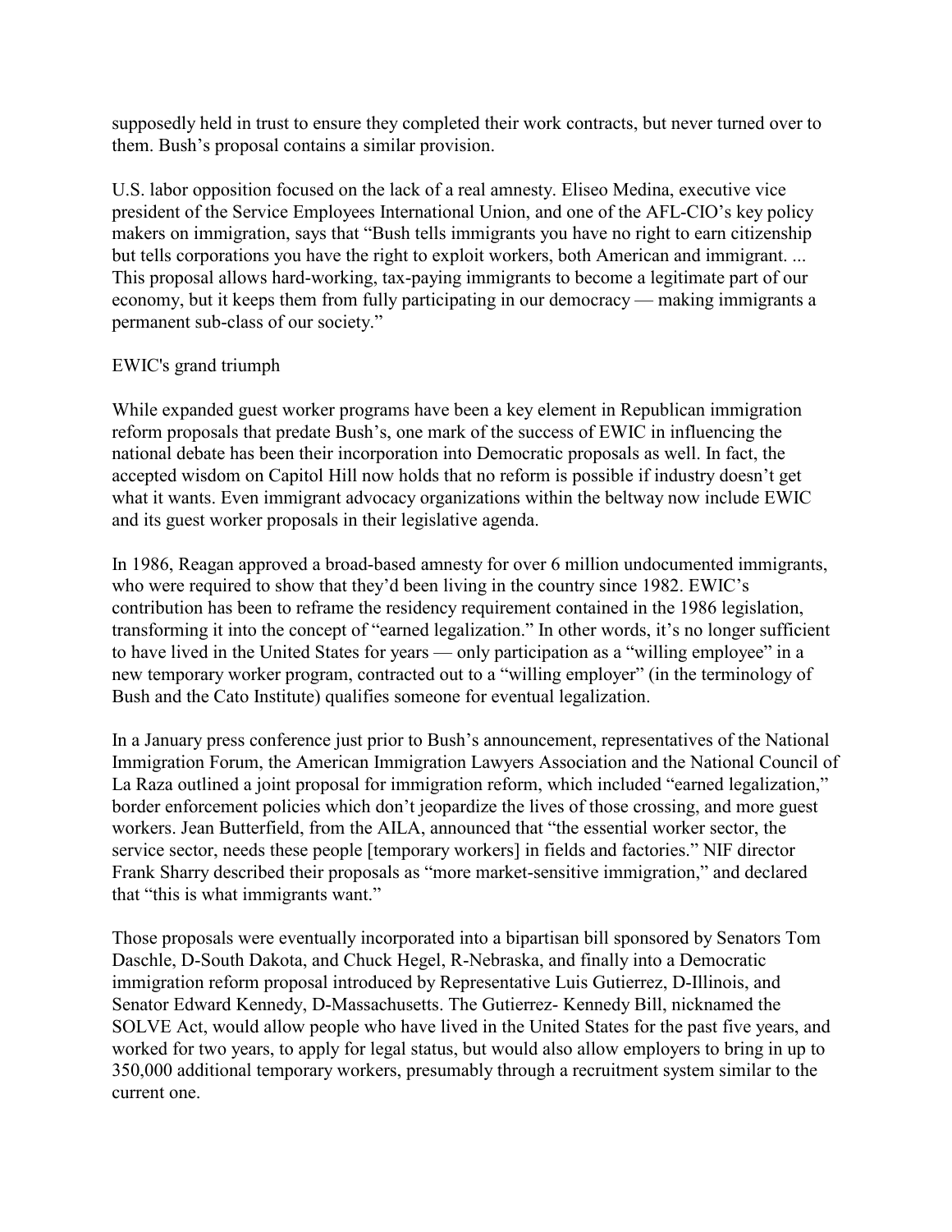supposedly held in trust to ensure they completed their work contracts, but never turned over to them. Bush's proposal contains a similar provision.

U.S. labor opposition focused on the lack of a real amnesty. Eliseo Medina, executive vice president of the Service Employees International Union, and one of the AFL-CIO's key policy makers on immigration, says that "Bush tells immigrants you have no right to earn citizenship but tells corporations you have the right to exploit workers, both American and immigrant. ... This proposal allows hard-working, tax-paying immigrants to become a legitimate part of our economy, but it keeps them from fully participating in our democracy — making immigrants a permanent sub-class of our society."

## EWIC's grand triumph

While expanded guest worker programs have been a key element in Republican immigration reform proposals that predate Bush's, one mark of the success of EWIC in influencing the national debate has been their incorporation into Democratic proposals as well. In fact, the accepted wisdom on Capitol Hill now holds that no reform is possible if industry doesn't get what it wants. Even immigrant advocacy organizations within the beltway now include EWIC and its guest worker proposals in their legislative agenda.

In 1986, Reagan approved a broad-based amnesty for over 6 million undocumented immigrants, who were required to show that they'd been living in the country since 1982. EWIC's contribution has been to reframe the residency requirement contained in the 1986 legislation, transforming it into the concept of "earned legalization." In other words, it's no longer sufficient to have lived in the United States for years — only participation as a "willing employee" in a new temporary worker program, contracted out to a "willing employer" (in the terminology of Bush and the Cato Institute) qualifies someone for eventual legalization.

In a January press conference just prior to Bush's announcement, representatives of the National Immigration Forum, the American Immigration Lawyers Association and the National Council of La Raza outlined a joint proposal for immigration reform, which included "earned legalization," border enforcement policies which don't jeopardize the lives of those crossing, and more guest workers. Jean Butterfield, from the AILA, announced that "the essential worker sector, the service sector, needs these people [temporary workers] in fields and factories." NIF director Frank Sharry described their proposals as "more market-sensitive immigration," and declared that "this is what immigrants want."

Those proposals were eventually incorporated into a bipartisan bill sponsored by Senators Tom Daschle, D-South Dakota, and Chuck Hegel, R-Nebraska, and finally into a Democratic immigration reform proposal introduced by Representative Luis Gutierrez, D-Illinois, and Senator Edward Kennedy, D-Massachusetts. The Gutierrez- Kennedy Bill, nicknamed the SOLVE Act, would allow people who have lived in the United States for the past five years, and worked for two years, to apply for legal status, but would also allow employers to bring in up to 350,000 additional temporary workers, presumably through a recruitment system similar to the current one.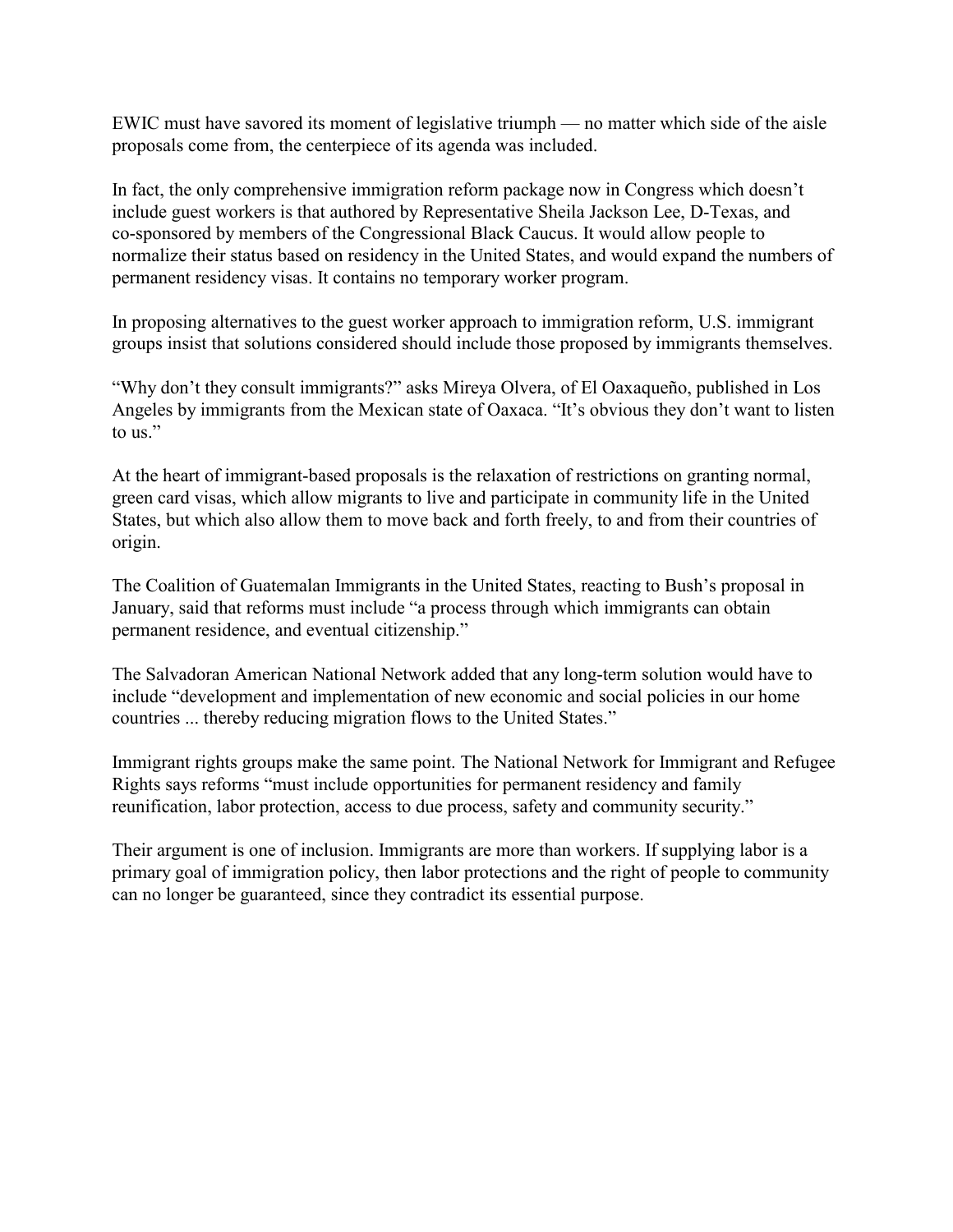EWIC must have savored its moment of legislative triumph — no matter which side of the aisle proposals come from, the centerpiece of its agenda was included.

In fact, the only comprehensive immigration reform package now in Congress which doesn't include guest workers is that authored by Representative Sheila Jackson Lee, D-Texas, and co-sponsored by members of the Congressional Black Caucus. It would allow people to normalize their status based on residency in the United States, and would expand the numbers of permanent residency visas. It contains no temporary worker program.

In proposing alternatives to the guest worker approach to immigration reform, U.S. immigrant groups insist that solutions considered should include those proposed by immigrants themselves.

"Why don't they consult immigrants?" asks Mireya Olvera, of El Oaxaqueño, published in Los Angeles by immigrants from the Mexican state of Oaxaca. "It's obvious they don't want to listen to us."

At the heart of immigrant-based proposals is the relaxation of restrictions on granting normal, green card visas, which allow migrants to live and participate in community life in the United States, but which also allow them to move back and forth freely, to and from their countries of origin.

The Coalition of Guatemalan Immigrants in the United States, reacting to Bush's proposal in January, said that reforms must include "a process through which immigrants can obtain permanent residence, and eventual citizenship."

The Salvadoran American National Network added that any long-term solution would have to include "development and implementation of new economic and social policies in our home countries ... thereby reducing migration flows to the United States."

Immigrant rights groups make the same point. The National Network for Immigrant and Refugee Rights says reforms "must include opportunities for permanent residency and family reunification, labor protection, access to due process, safety and community security."

Their argument is one of inclusion. Immigrants are more than workers. If supplying labor is a primary goal of immigration policy, then labor protections and the right of people to community can no longer be guaranteed, since they contradict its essential purpose.